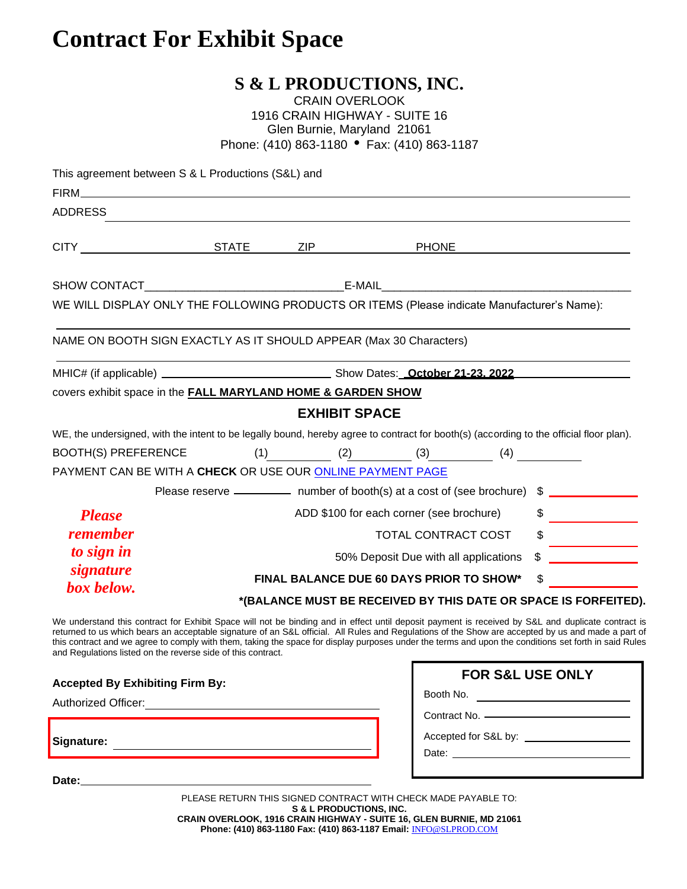# Contract For Exhibit Space

## S & L PRODUCTIONS, INC.

CRAIN OVERLOOK
1916 CRAIN HIGHWAY - SUITE 16
Glen Burnie, Maryland 21061
Phone: (410) 863-1180 • Fax: (410) 863-1187

This agreement between S & L Productions (S&L) and

FIRM ______________________________

ADDRESS ______________________________

CITY ______________ STATE ______ ZIP ______ PHONE ______________

SHOW CONTACT______________________________E-MAIL______________________________

WE WILL DISPLAY ONLY THE FOLLOWING PRODUCTS OR ITEMS (Please indicate Manufacturer's Name):

______________________________

NAME ON BOOTH SIGN EXACTLY AS IT SHOULD APPEAR (Max 30 Characters)

______________________________

MHIC# (if applicable) ______________ Show Dates: **October 21-23, 2022**

covers exhibit space in the **FALL MARYLAND HOME & GARDEN SHOW**

### EXHIBIT SPACE

WE, the undersigned, with the intent to be legally bound, hereby agree to contract for booth(s) (according to the official floor plan).

BOOTH(S) PREFERENCE (1)__________ (2)__________ (3)__________ (4)__________

PAYMENT CAN BE WITH A **CHECK** OR USE OUR ONLINE PAYMENT PAGE

Please reserve ________ number of booth(s) at a cost of (see brochure) $ ________

ADD $100 for each corner (see brochure) $ ________

TOTAL CONTRACT COST $ ________

50% Deposit Due with all applications $ ________

**FINAL BALANCE DUE 60 DAYS PRIOR TO SHOW*** $ ________

***(BALANCE MUST BE RECEIVED BY THIS DATE OR SPACE IS FORFEITED).**

***Please remember to sign in signature box below.***

We understand this contract for Exhibit Space will not be binding and in effect until deposit payment is received by S&L and duplicate contract is returned to us which bears an acceptable signature of an S&L official. All Rules and Regulations of the Show are accepted by us and made a part of this contract and we agree to comply with them, taking the space for display purposes under the terms and upon the conditions set forth in said Rules and Regulations listed on the reverse side of this contract.

**Accepted By Exhibiting Firm By:**

Authorized Officer: ______________________________

**Signature:** ______________________________

**Date:** ______________________________

**FOR S&L USE ONLY**

Booth No. ______________

Contract No. ______________

Accepted for S&L by: ______________

Date: ______________

PLEASE RETURN THIS SIGNED CONTRACT WITH CHECK MADE PAYABLE TO:
**S & L PRODUCTIONS, INC.**
**CRAIN OVERLOOK, 1916 CRAIN HIGHWAY - SUITE 16, GLEN BURNIE, MD 21061**
**Phone: (410) 863-1180 Fax: (410) 863-1187 Email:** INFO@SLPROD.COM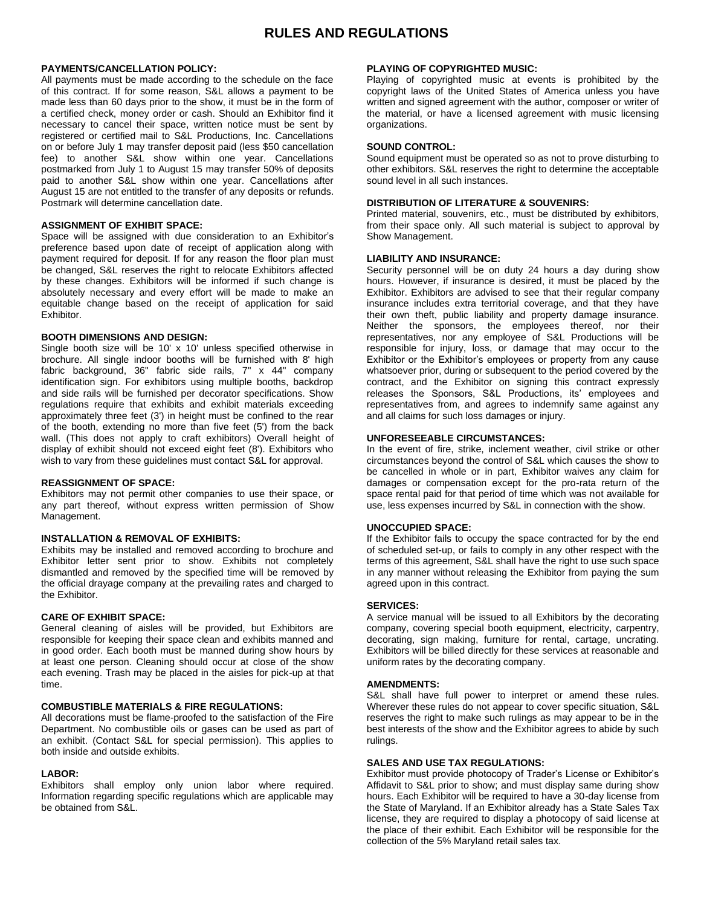# RULES AND REGULATIONS

**PAYMENTS/CANCELLATION POLICY:**
All payments must be made according to the schedule on the face of this contract. If for some reason, S&L allows a payment to be made less than 60 days prior to the show, it must be in the form of a certified check, money order or cash. Should an Exhibitor find it necessary to cancel their space, written notice must be sent by registered or certified mail to S&L Productions, Inc. Cancellations on or before July 1 may transfer deposit paid (less $50 cancellation fee) to another S&L show within one year. Cancellations postmarked from July 1 to August 15 may transfer 50% of deposits paid to another S&L show within one year. Cancellations after August 15 are not entitled to the transfer of any deposits or refunds. Postmark will determine cancellation date.

**ASSIGNMENT OF EXHIBIT SPACE:**
Space will be assigned with due consideration to an Exhibitor's preference based upon date of receipt of application along with payment required for deposit. If for any reason the floor plan must be changed, S&L reserves the right to relocate Exhibitors affected by these changes. Exhibitors will be informed if such change is absolutely necessary and every effort will be made to make an equitable change based on the receipt of application for said Exhibitor.

**BOOTH DIMENSIONS AND DESIGN:**
Single booth size will be 10' x 10' unless specified otherwise in brochure. All single indoor booths will be furnished with 8' high fabric background, 36" fabric side rails, 7" x 44" company identification sign. For exhibitors using multiple booths, backdrop and side rails will be furnished per decorator specifications. Show regulations require that exhibits and exhibit materials exceeding approximately three feet (3') in height must be confined to the rear of the booth, extending no more than five feet (5') from the back wall. (This does not apply to craft exhibitors) Overall height of display of exhibit should not exceed eight feet (8'). Exhibitors who wish to vary from these guidelines must contact S&L for approval.

**REASSIGNMENT OF SPACE:**
Exhibitors may not permit other companies to use their space, or any part thereof, without express written permission of Show Management.

**INSTALLATION & REMOVAL OF EXHIBITS:**
Exhibits may be installed and removed according to brochure and Exhibitor letter sent prior to show. Exhibits not completely dismantled and removed by the specified time will be removed by the official drayage company at the prevailing rates and charged to the Exhibitor.

**CARE OF EXHIBIT SPACE:**
General cleaning of aisles will be provided, but Exhibitors are responsible for keeping their space clean and exhibits manned and in good order. Each booth must be manned during show hours by at least one person. Cleaning should occur at close of the show each evening. Trash may be placed in the aisles for pick-up at that time.

**COMBUSTIBLE MATERIALS & FIRE REGULATIONS:**
All decorations must be flame-proofed to the satisfaction of the Fire Department. No combustible oils or gases can be used as part of an exhibit. (Contact S&L for special permission). This applies to both inside and outside exhibits.

**LABOR:**
Exhibitors shall employ only union labor where required. Information regarding specific regulations which are applicable may be obtained from S&L.

**PLAYING OF COPYRIGHTED MUSIC:**
Playing of copyrighted music at events is prohibited by the copyright laws of the United States of America unless you have written and signed agreement with the author, composer or writer of the material, or have a licensed agreement with music licensing organizations.

**SOUND CONTROL:**
Sound equipment must be operated so as not to prove disturbing to other exhibitors. S&L reserves the right to determine the acceptable sound level in all such instances.

**DISTRIBUTION OF LITERATURE & SOUVENIRS:**
Printed material, souvenirs, etc., must be distributed by exhibitors, from their space only. All such material is subject to approval by Show Management.

**LIABILITY AND INSURANCE:**
Security personnel will be on duty 24 hours a day during show hours. However, if insurance is desired, it must be placed by the Exhibitor. Exhibitors are advised to see that their regular company insurance includes extra territorial coverage, and that they have their own theft, public liability and property damage insurance. Neither the sponsors, the employees thereof, nor their representatives, nor any employee of S&L Productions will be responsible for injury, loss, or damage that may occur to the Exhibitor or the Exhibitor's employees or property from any cause whatsoever prior, during or subsequent to the period covered by the contract, and the Exhibitor on signing this contract expressly releases the Sponsors, S&L Productions, its' employees and representatives from, and agrees to indemnify same against any and all claims for such loss damages or injury.

**UNFORESEEABLE CIRCUMSTANCES:**
In the event of fire, strike, inclement weather, civil strike or other circumstances beyond the control of S&L which causes the show to be cancelled in whole or in part, Exhibitor waives any claim for damages or compensation except for the pro-rata return of the space rental paid for that period of time which was not available for use, less expenses incurred by S&L in connection with the show.

**UNOCCUPIED SPACE:**
If the Exhibitor fails to occupy the space contracted for by the end of scheduled set-up, or fails to comply in any other respect with the terms of this agreement, S&L shall have the right to use such space in any manner without releasing the Exhibitor from paying the sum agreed upon in this contract.

**SERVICES:**
A service manual will be issued to all Exhibitors by the decorating company, covering special booth equipment, electricity, carpentry, decorating, sign making, furniture for rental, cartage, uncrating. Exhibitors will be billed directly for these services at reasonable and uniform rates by the decorating company.

**AMENDMENTS:**
S&L shall have full power to interpret or amend these rules. Wherever these rules do not appear to cover specific situation, S&L reserves the right to make such rulings as may appear to be in the best interests of the show and the Exhibitor agrees to abide by such rulings.

**SALES AND USE TAX REGULATIONS:**
Exhibitor must provide photocopy of Trader's License or Exhibitor's Affidavit to S&L prior to show; and must display same during show hours. Each Exhibitor will be required to have a 30-day license from the State of Maryland. If an Exhibitor already has a State Sales Tax license, they are required to display a photocopy of said license at the place of their exhibit. Each Exhibitor will be responsible for the collection of the 5% Maryland retail sales tax.